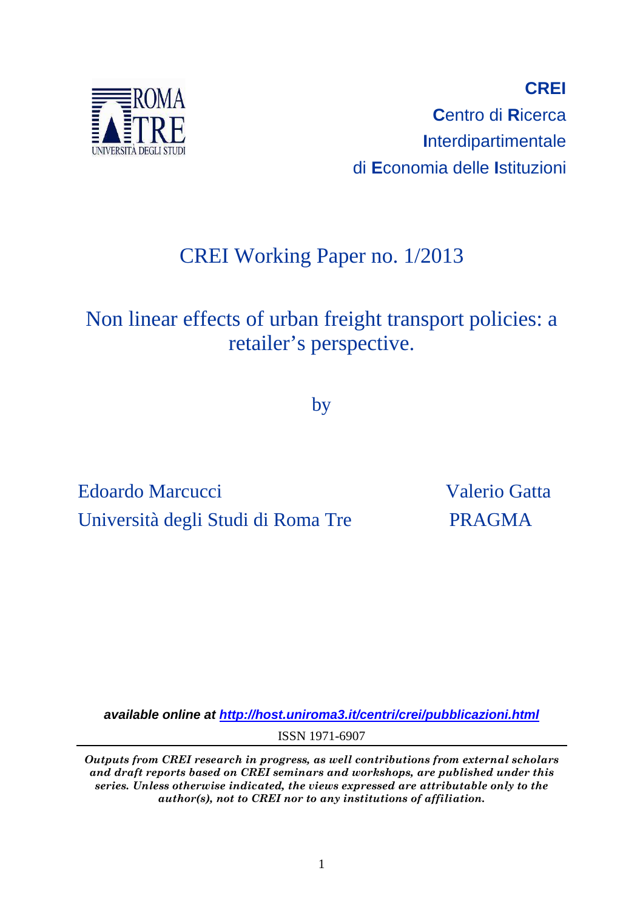**CREI**

**C**entro di **R**icerca

**I**nterdipartimentale

di **E**conomia delle **I**stituzioni

# CREI Working Paper no. 1/2013

## Non linear effects of urban freight transport policies: a retailer's perspective.

by

Edoardo Marcucci
Università degli Studi di Roma Tre

Valerio Gatta
PRAGMA

***available online at [http://host.uniroma3.it/centri/crei/pubblicazioni.html](http://host.uniroma3.it/centri/crei/pubblicazioni.html)***

ISSN 1971-6907

---

***Outputs from CREI research in progress, as well contributions from external scholars and draft reports based on CREI seminars and workshops, are published under this series. Unless otherwise indicated, the views expressed are attributable only to the author(s), not to CREI nor to any institutions of affiliation.***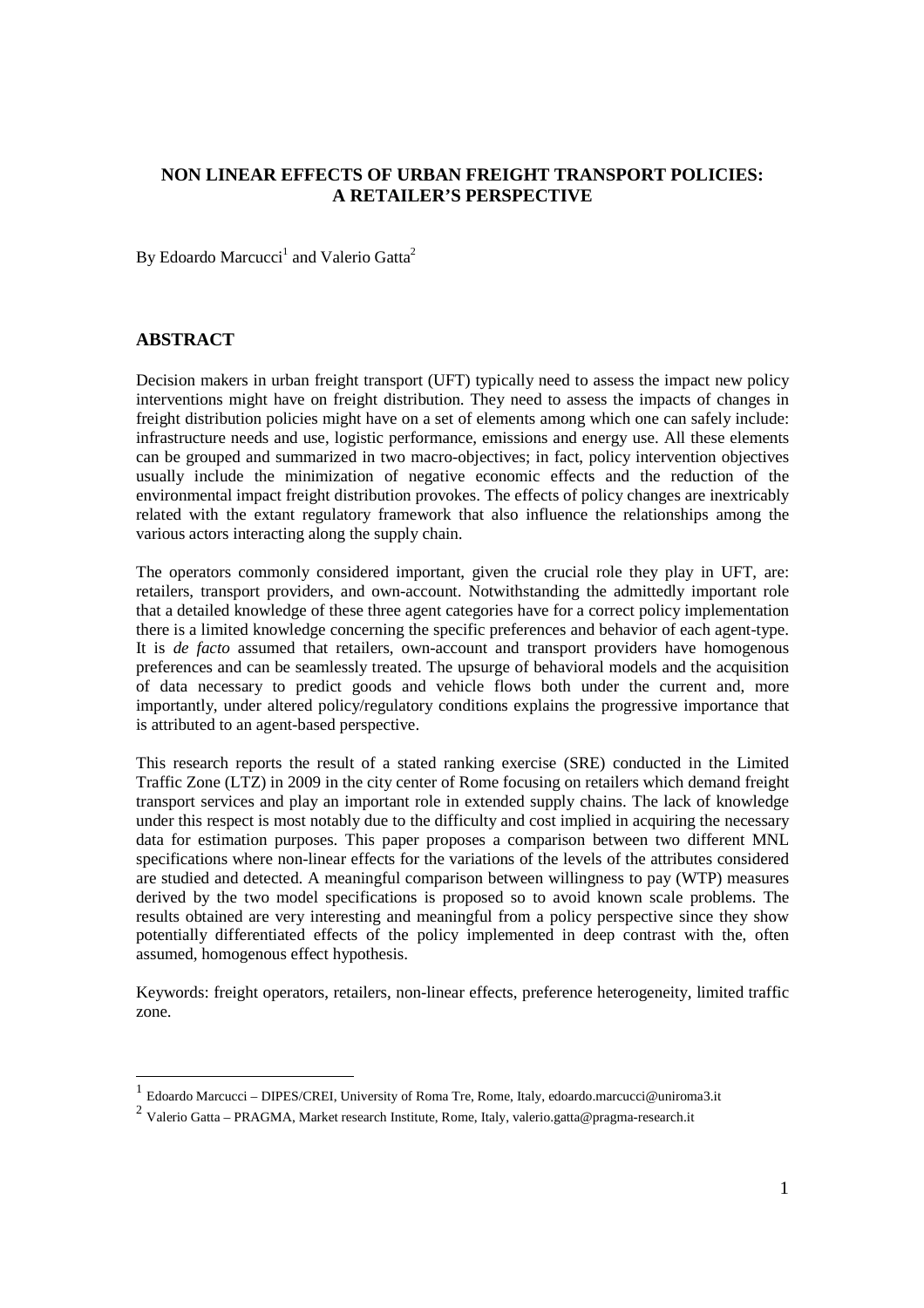# NON LINEAR EFFECTS OF URBAN FREIGHT TRANSPORT POLICIES: A RETAILER'S PERSPECTIVE

By Edoardo Marcucci[1] and Valerio Gatta[2]

## ABSTRACT

Decision makers in urban freight transport (UFT) typically need to assess the impact new policy interventions might have on freight distribution. They need to assess the impacts of changes in freight distribution policies might have on a set of elements among which one can safely include: infrastructure needs and use, logistic performance, emissions and energy use. All these elements can be grouped and summarized in two macro-objectives; in fact, policy intervention objectives usually include the minimization of negative economic effects and the reduction of the environmental impact freight distribution provokes. The effects of policy changes are inextricably related with the extant regulatory framework that also influence the relationships among the various actors interacting along the supply chain.

The operators commonly considered important, given the crucial role they play in UFT, are: retailers, transport providers, and own-account. Notwithstanding the admittedly important role that a detailed knowledge of these three agent categories have for a correct policy implementation there is a limited knowledge concerning the specific preferences and behavior of each agent-type. It is *de facto* assumed that retailers, own-account and transport providers have homogenous preferences and can be seamlessly treated. The upsurge of behavioral models and the acquisition of data necessary to predict goods and vehicle flows both under the current and, more importantly, under altered policy/regulatory conditions explains the progressive importance that is attributed to an agent-based perspective.

This research reports the result of a stated ranking exercise (SRE) conducted in the Limited Traffic Zone (LTZ) in 2009 in the city center of Rome focusing on retailers which demand freight transport services and play an important role in extended supply chains. The lack of knowledge under this respect is most notably due to the difficulty and cost implied in acquiring the necessary data for estimation purposes. This paper proposes a comparison between two different MNL specifications where non-linear effects for the variations of the levels of the attributes considered are studied and detected. A meaningful comparison between willingness to pay (WTP) measures derived by the two model specifications is proposed so to avoid known scale problems. The results obtained are very interesting and meaningful from a policy perspective since they show potentially differentiated effects of the policy implemented in deep contrast with the, often assumed, homogenous effect hypothesis.

Keywords: freight operators, retailers, non-linear effects, preference heterogeneity, limited traffic zone.

---

[1] Edoardo Marcucci – DIPES/CREI, University of Roma Tre, Rome, Italy, edoardo.marcucci@uniroma3.it

[2] Valerio Gatta – PRAGMA, Market research Institute, Rome, Italy, valerio.gatta@pragma-research.it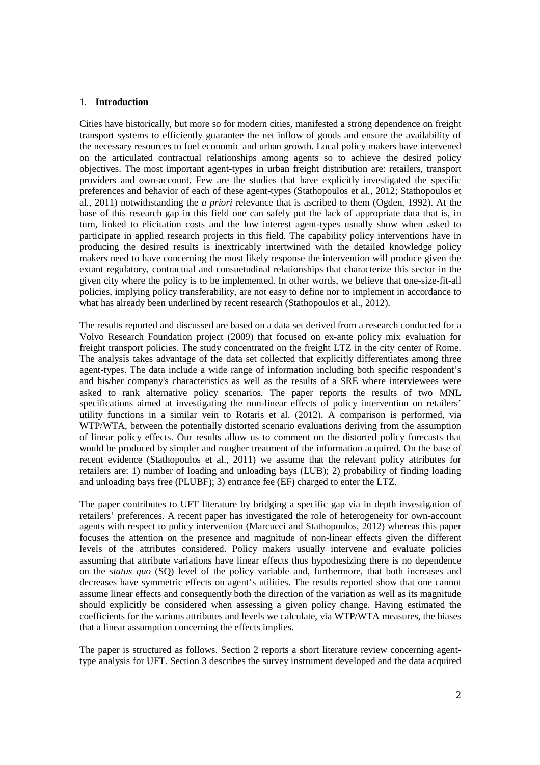## 1. **Introduction**

Cities have historically, but more so for modern cities, manifested a strong dependence on freight transport systems to efficiently guarantee the net inflow of goods and ensure the availability of the necessary resources to fuel economic and urban growth. Local policy makers have intervened on the articulated contractual relationships among agents so to achieve the desired policy objectives. The most important agent-types in urban freight distribution are: retailers, transport providers and own-account. Few are the studies that have explicitly investigated the specific preferences and behavior of each of these agent-types (Stathopoulos et al., 2012; Stathopoulos et al., 2011) notwithstanding the *a priori* relevance that is ascribed to them (Ogden, 1992). At the base of this research gap in this field one can safely put the lack of appropriate data that is, in turn, linked to elicitation costs and the low interest agent-types usually show when asked to participate in applied research projects in this field. The capability policy interventions have in producing the desired results is inextricably intertwined with the detailed knowledge policy makers need to have concerning the most likely response the intervention will produce given the extant regulatory, contractual and consuetudinal relationships that characterize this sector in the given city where the policy is to be implemented. In other words, we believe that one-size-fit-all policies, implying policy transferability, are not easy to define nor to implement in accordance to what has already been underlined by recent research (Stathopoulos et al., 2012).

The results reported and discussed are based on a data set derived from a research conducted for a Volvo Research Foundation project (2009) that focused on ex-ante policy mix evaluation for freight transport policies. The study concentrated on the freight LTZ in the city center of Rome. The analysis takes advantage of the data set collected that explicitly differentiates among three agent-types. The data include a wide range of information including both specific respondent's and his/her company's characteristics as well as the results of a SRE where interviewees were asked to rank alternative policy scenarios. The paper reports the results of two MNL specifications aimed at investigating the non-linear effects of policy intervention on retailers' utility functions in a similar vein to Rotaris et al. (2012). A comparison is performed, via WTP/WTA, between the potentially distorted scenario evaluations deriving from the assumption of linear policy effects. Our results allow us to comment on the distorted policy forecasts that would be produced by simpler and rougher treatment of the information acquired. On the base of recent evidence (Stathopoulos et al., 2011) we assume that the relevant policy attributes for retailers are: 1) number of loading and unloading bays (LUB); 2) probability of finding loading and unloading bays free (PLUBF); 3) entrance fee (EF) charged to enter the LTZ.

The paper contributes to UFT literature by bridging a specific gap via in depth investigation of retailers' preferences. A recent paper has investigated the role of heterogeneity for own-account agents with respect to policy intervention (Marcucci and Stathopoulos, 2012) whereas this paper focuses the attention on the presence and magnitude of non-linear effects given the different levels of the attributes considered. Policy makers usually intervene and evaluate policies assuming that attribute variations have linear effects thus hypothesizing there is no dependence on the *status quo* (SQ) level of the policy variable and, furthermore, that both increases and decreases have symmetric effects on agent's utilities. The results reported show that one cannot assume linear effects and consequently both the direction of the variation as well as its magnitude should explicitly be considered when assessing a given policy change. Having estimated the coefficients for the various attributes and levels we calculate, via WTP/WTA measures, the biases that a linear assumption concerning the effects implies.

The paper is structured as follows. Section 2 reports a short literature review concerning agent-type analysis for UFT. Section 3 describes the survey instrument developed and the data acquired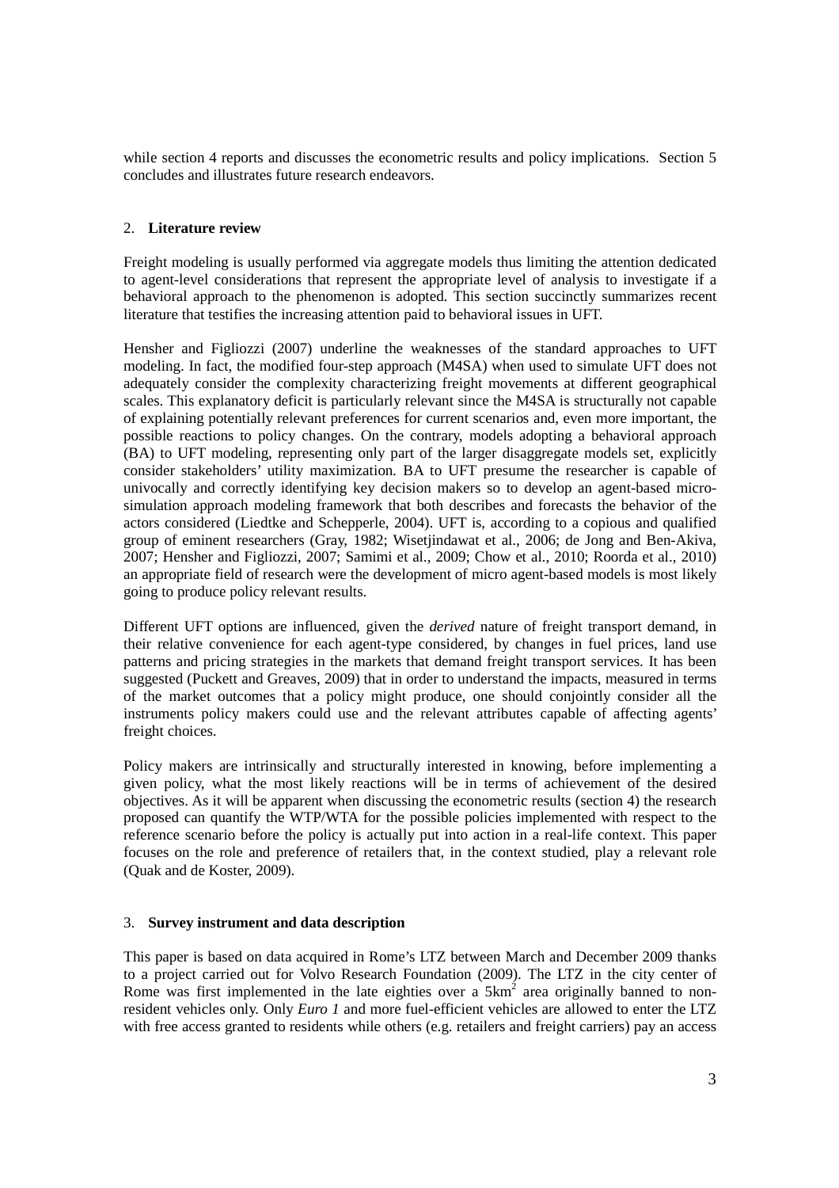while section 4 reports and discusses the econometric results and policy implications. Section 5 concludes and illustrates future research endeavors.

## 2. **Literature review**

Freight modeling is usually performed via aggregate models thus limiting the attention dedicated to agent-level considerations that represent the appropriate level of analysis to investigate if a behavioral approach to the phenomenon is adopted. This section succinctly summarizes recent literature that testifies the increasing attention paid to behavioral issues in UFT.

Hensher and Figliozzi (2007) underline the weaknesses of the standard approaches to UFT modeling. In fact, the modified four-step approach (M4SA) when used to simulate UFT does not adequately consider the complexity characterizing freight movements at different geographical scales. This explanatory deficit is particularly relevant since the M4SA is structurally not capable of explaining potentially relevant preferences for current scenarios and, even more important, the possible reactions to policy changes. On the contrary, models adopting a behavioral approach (BA) to UFT modeling, representing only part of the larger disaggregate models set, explicitly consider stakeholders' utility maximization. BA to UFT presume the researcher is capable of univocally and correctly identifying key decision makers so to develop an agent-based micro-simulation approach modeling framework that both describes and forecasts the behavior of the actors considered (Liedtke and Schepperle, 2004). UFT is, according to a copious and qualified group of eminent researchers (Gray, 1982; Wisetjindawat et al., 2006; de Jong and Ben-Akiva, 2007; Hensher and Figliozzi, 2007; Samimi et al., 2009; Chow et al., 2010; Roorda et al., 2010) an appropriate field of research were the development of micro agent-based models is most likely going to produce policy relevant results.

Different UFT options are influenced, given the *derived* nature of freight transport demand, in their relative convenience for each agent-type considered, by changes in fuel prices, land use patterns and pricing strategies in the markets that demand freight transport services. It has been suggested (Puckett and Greaves, 2009) that in order to understand the impacts, measured in terms of the market outcomes that a policy might produce, one should conjointly consider all the instruments policy makers could use and the relevant attributes capable of affecting agents' freight choices.

Policy makers are intrinsically and structurally interested in knowing, before implementing a given policy, what the most likely reactions will be in terms of achievement of the desired objectives. As it will be apparent when discussing the econometric results (section 4) the research proposed can quantify the WTP/WTA for the possible policies implemented with respect to the reference scenario before the policy is actually put into action in a real-life context. This paper focuses on the role and preference of retailers that, in the context studied, play a relevant role (Quak and de Koster, 2009).

## 3. **Survey instrument and data description**

This paper is based on data acquired in Rome's LTZ between March and December 2009 thanks to a project carried out for Volvo Research Foundation (2009). The LTZ in the city center of Rome was first implemented in the late eighties over a $5km^2$ area originally banned to non-resident vehicles only. Only *Euro 1* and more fuel-efficient vehicles are allowed to enter the LTZ with free access granted to residents while others (e.g. retailers and freight carriers) pay an access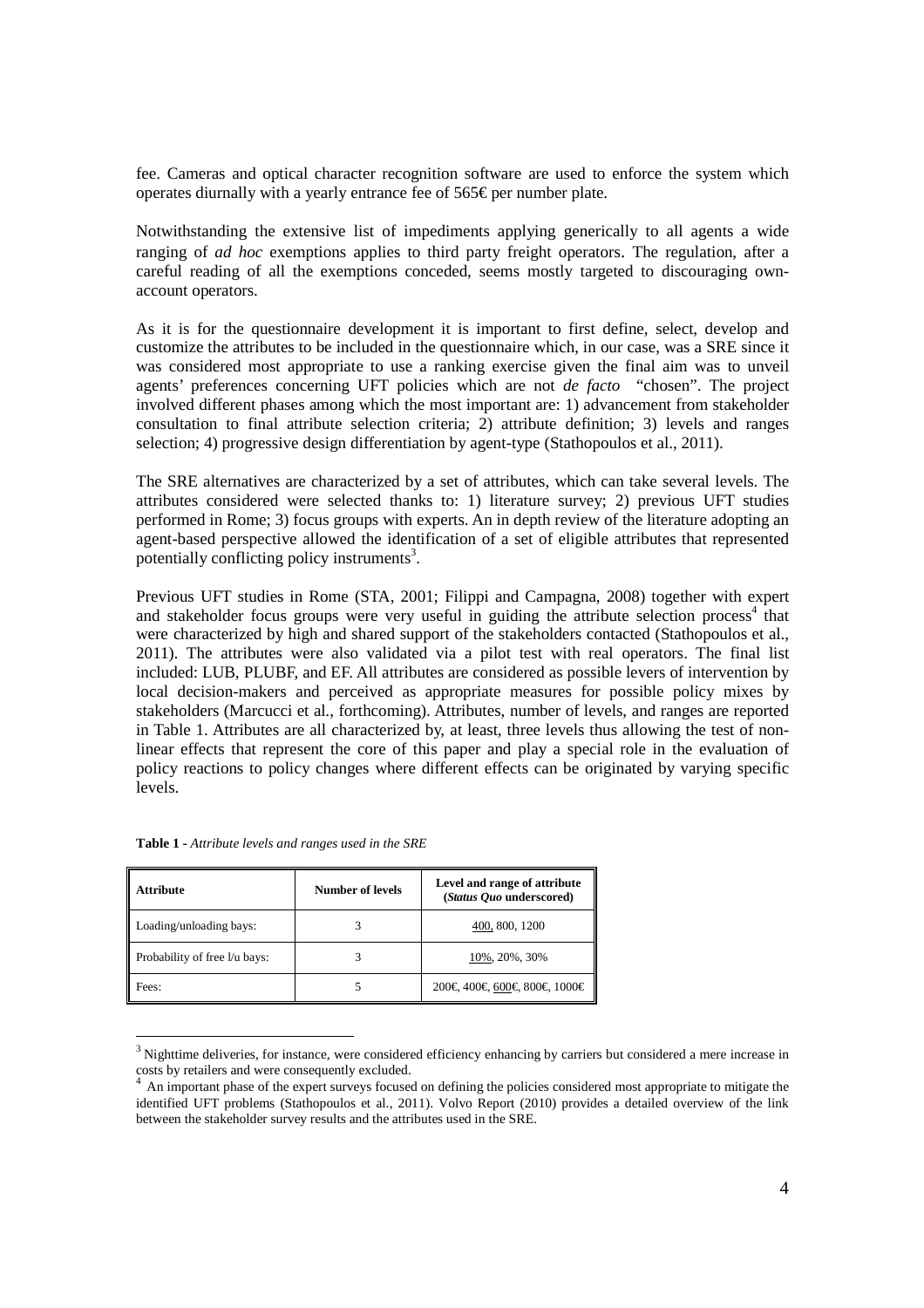fee. Cameras and optical character recognition software are used to enforce the system which operates diurnally with a yearly entrance fee of 565€ per number plate.

Notwithstanding the extensive list of impediments applying generically to all agents a wide ranging of *ad hoc* exemptions applies to third party freight operators. The regulation, after a careful reading of all the exemptions conceded, seems mostly targeted to discouraging own-account operators.

As it is for the questionnaire development it is important to first define, select, develop and customize the attributes to be included in the questionnaire which, in our case, was a SRE since it was considered most appropriate to use a ranking exercise given the final aim was to unveil agents' preferences concerning UFT policies which are not *de facto* "chosen". The project involved different phases among which the most important are: 1) advancement from stakeholder consultation to final attribute selection criteria; 2) attribute definition; 3) levels and ranges selection; 4) progressive design differentiation by agent-type (Stathopoulos et al., 2011).

The SRE alternatives are characterized by a set of attributes, which can take several levels. The attributes considered were selected thanks to: 1) literature survey; 2) previous UFT studies performed in Rome; 3) focus groups with experts. An in depth review of the literature adopting an agent-based perspective allowed the identification of a set of eligible attributes that represented potentially conflicting policy instruments[3].

Previous UFT studies in Rome (STA, 2001; Filippi and Campagna, 2008) together with expert and stakeholder focus groups were very useful in guiding the attribute selection process[4] that were characterized by high and shared support of the stakeholders contacted (Stathopoulos et al., 2011). The attributes were also validated via a pilot test with real operators. The final list included: LUB, PLUBF, and EF. All attributes are considered as possible levers of intervention by local decision-makers and perceived as appropriate measures for possible policy mixes by stakeholders (Marcucci et al., forthcoming). Attributes, number of levels, and ranges are reported in Table 1. Attributes are all characterized by, at least, three levels thus allowing the test of non-linear effects that represent the core of this paper and play a special role in the evaluation of policy reactions to policy changes where different effects can be originated by varying specific levels.

**Table 1** - *Attribute levels and ranges used in the SRE*

| Attribute | Number of levels | Level and range of attribute (*Status Quo* underscored) |
|---|---|---|
| Loading/unloading bays: | 3 | <u>400</u>, 800, 1200 |
| Probability of free l/u bays: | 3 | <u>10%</u>, 20%, 30% |
| Fees: | 5 | 200€, 400€, <u>600€</u>, 800€, 1000€ |

[3] Nighttime deliveries, for instance, were considered efficiency enhancing by carriers but considered a mere increase in costs by retailers and were consequently excluded.

[4] An important phase of the expert surveys focused on defining the policies considered most appropriate to mitigate the identified UFT problems (Stathopoulos et al., 2011). Volvo Report (2010) provides a detailed overview of the link between the stakeholder survey results and the attributes used in the SRE.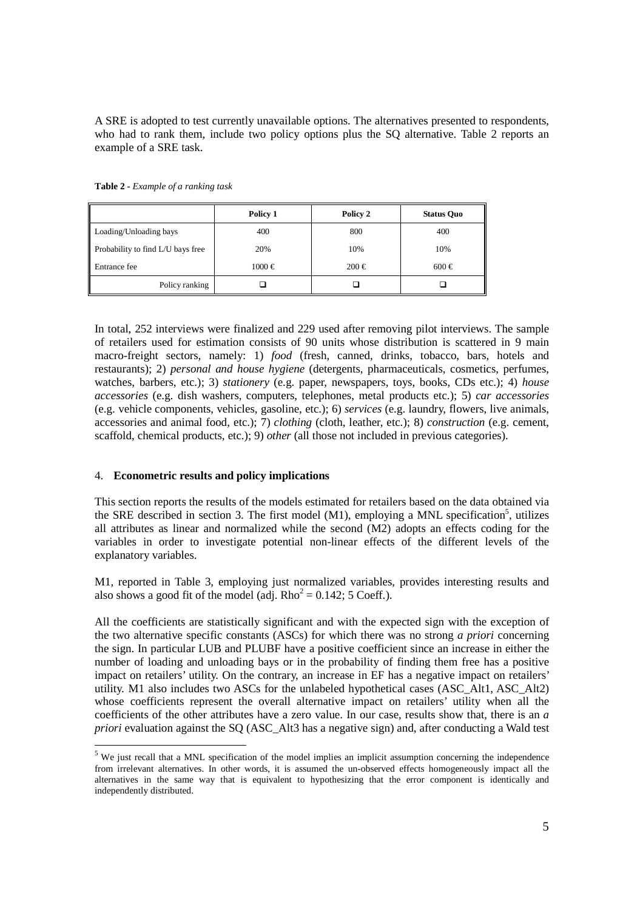A SRE is adopted to test currently unavailable options. The alternatives presented to respondents, who had to rank them, include two policy options plus the SQ alternative. Table 2 reports an example of a SRE task.

**Table 2 -** *Example of a ranking task*

| | Policy 1 | Policy 2 | Status Quo |
|---|---|---|---|
| Loading/Unloading bays | 400 | 800 | 400 |
| Probability to find L/U bays free | 20% | 10% | 10% |
| Entrance fee | 1000 € | 200 € | 600 € |
| Policy ranking | ❑ | ❑ | ❑ |

In total, 252 interviews were finalized and 229 used after removing pilot interviews. The sample of retailers used for estimation consists of 90 units whose distribution is scattered in 9 main macro-freight sectors, namely: 1) *food* (fresh, canned, drinks, tobacco, bars, hotels and restaurants); 2) *personal and house hygiene* (detergents, pharmaceuticals, cosmetics, perfumes, watches, barbers, etc.); 3) *stationery* (e.g. paper, newspapers, toys, books, CDs etc.); 4) *house accessories* (e.g. dish washers, computers, telephones, metal products etc.); 5) *car accessories* (e.g. vehicle components, vehicles, gasoline, etc.); 6) *services* (e.g. laundry, flowers, live animals, accessories and animal food, etc.); 7) *clothing* (cloth, leather, etc.); 8) *construction* (e.g. cement, scaffold, chemical products, etc.); 9) *other* (all those not included in previous categories).

## 4. **Econometric results and policy implications**

This section reports the results of the models estimated for retailers based on the data obtained via the SRE described in section 3. The first model (M1), employing a MNL specification[5], utilizes all attributes as linear and normalized while the second (M2) adopts an effects coding for the variables in order to investigate potential non-linear effects of the different levels of the explanatory variables.

M1, reported in Table 3, employing just normalized variables, provides interesting results and also shows a good fit of the model (adj. $Rho^2 = 0.142$; 5 Coeff.).

All the coefficients are statistically significant and with the expected sign with the exception of the two alternative specific constants (ASCs) for which there was no strong *a priori* concerning the sign. In particular LUB and PLUBF have a positive coefficient since an increase in either the number of loading and unloading bays or in the probability of finding them free has a positive impact on retailers' utility. On the contrary, an increase in EF has a negative impact on retailers' utility. M1 also includes two ASCs for the unlabeled hypothetical cases (ASC_Alt1, ASC_Alt2) whose coefficients represent the overall alternative impact on retailers' utility when all the coefficients of the other attributes have a zero value. In our case, results show that, there is an *a priori* evaluation against the SQ (ASC_Alt3 has a negative sign) and, after conducting a Wald test

[5] We just recall that a MNL specification of the model implies an implicit assumption concerning the independence from irrelevant alternatives. In other words, it is assumed the un-observed effects homogeneously impact all the alternatives in the same way that is equivalent to hypothesizing that the error component is identically and independently distributed.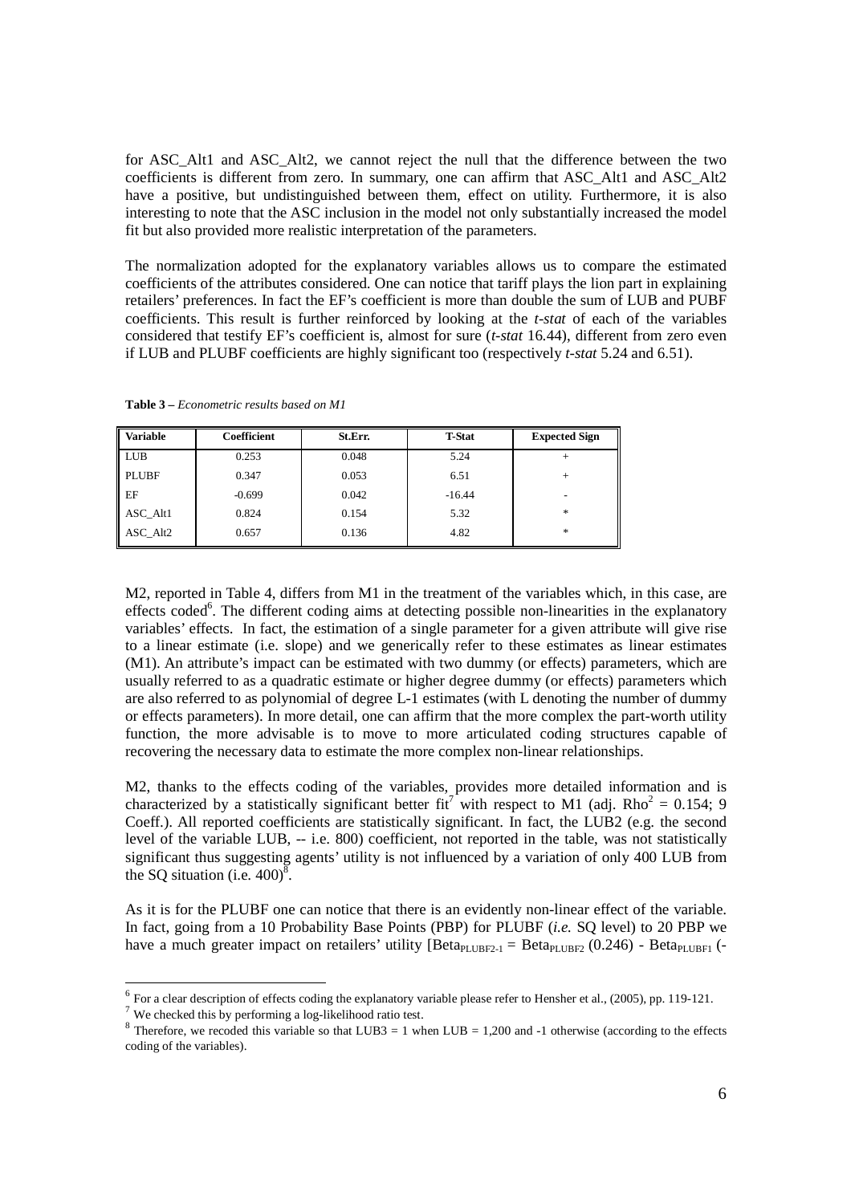for ASC_Alt1 and ASC_Alt2, we cannot reject the null that the difference between the two coefficients is different from zero. In summary, one can affirm that ASC_Alt1 and ASC_Alt2 have a positive, but undistinguished between them, effect on utility. Furthermore, it is also interesting to note that the ASC inclusion in the model not only substantially increased the model fit but also provided more realistic interpretation of the parameters.

The normalization adopted for the explanatory variables allows us to compare the estimated coefficients of the attributes considered. One can notice that tariff plays the lion part in explaining retailers' preferences. In fact the EF's coefficient is more than double the sum of LUB and PUBF coefficients. This result is further reinforced by looking at the *t-stat* of each of the variables considered that testify EF's coefficient is, almost for sure (*t-stat* 16.44), different from zero even if LUB and PLUBF coefficients are highly significant too (respectively *t-stat* 5.24 and 6.51).

**Table 3 –** *Econometric results based on M1*

| Variable | Coefficient | St.Err. | T-Stat | Expected Sign |
|---|---|---|---|---|
| LUB | 0.253 | 0.048 | 5.24 | + |
| PLUBF | 0.347 | 0.053 | 6.51 | + |
| EF | -0.699 | 0.042 | -16.44 | - |
| ASC_Alt1 | 0.824 | 0.154 | 5.32 | * |
| ASC_Alt2 | 0.657 | 0.136 | 4.82 | * |

M2, reported in Table 4, differs from M1 in the treatment of the variables which, in this case, are effects coded[6]. The different coding aims at detecting possible non-linearities in the explanatory variables' effects. In fact, the estimation of a single parameter for a given attribute will give rise to a linear estimate (i.e. slope) and we generically refer to these estimates as linear estimates (M1). An attribute's impact can be estimated with two dummy (or effects) parameters, which are usually referred to as a quadratic estimate or higher degree dummy (or effects) parameters which are also referred to as polynomial of degree L-1 estimates (with L denoting the number of dummy or effects parameters). In more detail, one can affirm that the more complex the part-worth utility function, the more advisable is to move to more articulated coding structures capable of recovering the necessary data to estimate the more complex non-linear relationships.

M2, thanks to the effects coding of the variables, provides more detailed information and is characterized by a statistically significant better fit[7] with respect to M1 (adj. $Rho^2 = 0.154$; 9 Coeff.). All reported coefficients are statistically significant. In fact, the LUB2 (e.g. the second level of the variable LUB, -- i.e. 800) coefficient, not reported in the table, was not statistically significant thus suggesting agents' utility is not influenced by a variation of only 400 LUB from the SQ situation (i.e. 400)[8].

As it is for the PLUBF one can notice that there is an evidently non-linear effect of the variable. In fact, going from a 10 Probability Base Points (PBP) for PLUBF (*i.e.* SQ level) to 20 PBP we have a much greater impact on retailers' utility [$Beta_{PLUBF2-1} = Beta_{PLUBF2}$ (0.246) - $Beta_{PLUBF1}$ (-

[6] For a clear description of effects coding the explanatory variable please refer to Hensher et al., (2005), pp. 119-121.

[7] We checked this by performing a log-likelihood ratio test.

[8] Therefore, we recoded this variable so that LUB3 = 1 when LUB = 1,200 and -1 otherwise (according to the effects coding of the variables).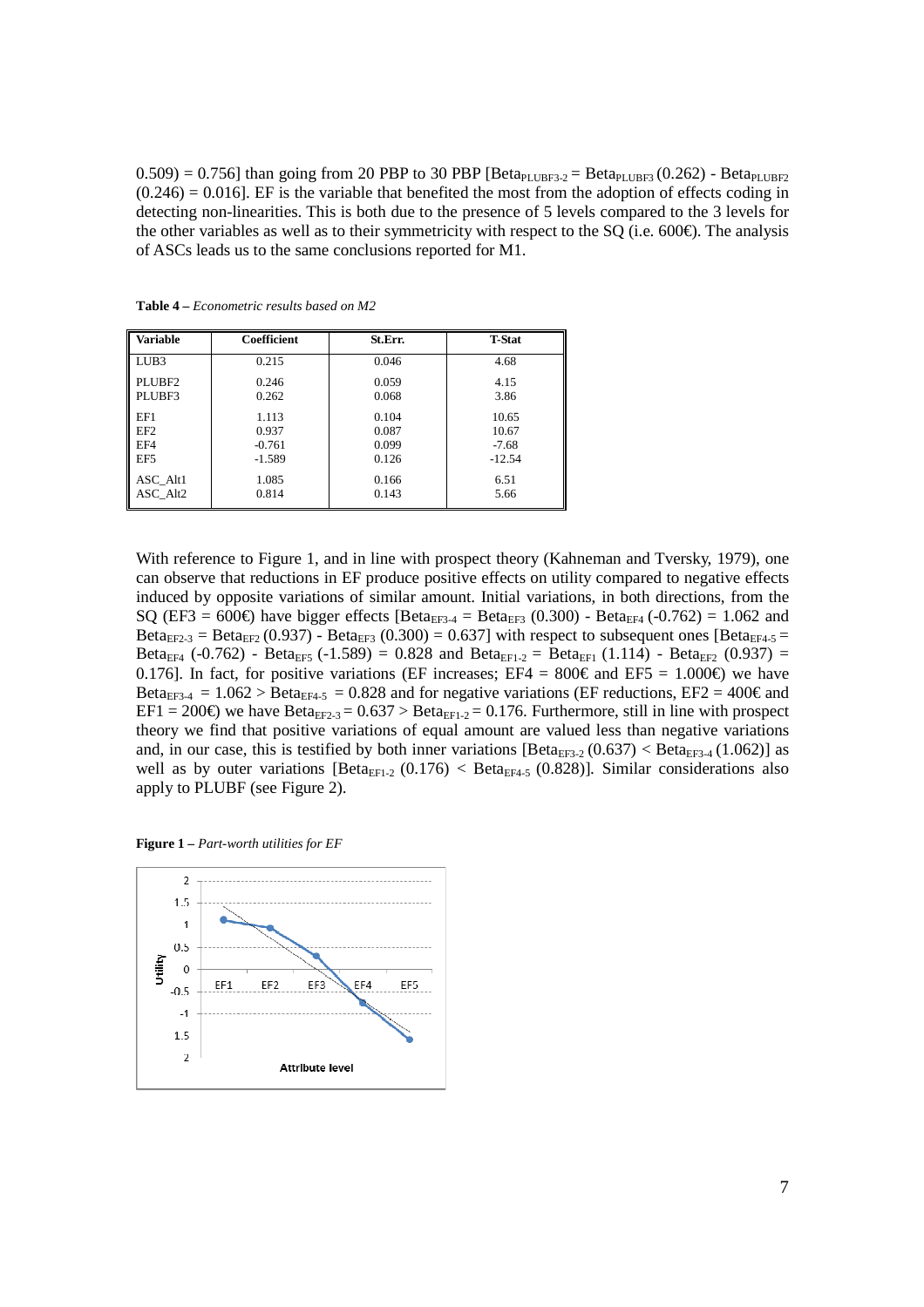0.509) = 0.756] than going from 20 PBP to 30 PBP [$Beta_{PLUBF3-2}$ = $Beta_{PLUBF3}$ (0.262) - $Beta_{PLUBF2}$ (0.246) = 0.016]. EF is the variable that benefited the most from the adoption of effects coding in detecting non-linearities. This is both due to the presence of 5 levels compared to the 3 levels for the other variables as well as to their symmetricity with respect to the SQ (i.e. 600€). The analysis of ASCs leads us to the same conclusions reported for M1.

**Table 4 –** *Econometric results based on M2*

| Variable | Coefficient | St.Err. | T-Stat |
|---|---|---|---|
| LUB3 | 0.215 | 0.046 | 4.68 |
| PLUBF2 | 0.246 | 0.059 | 4.15 |
| PLUBF3 | 0.262 | 0.068 | 3.86 |
| EF1 | 1.113 | 0.104 | 10.65 |
| EF2 | 0.937 | 0.087 | 10.67 |
| EF4 | -0.761 | 0.099 | -7.68 |
| EF5 | -1.589 | 0.126 | -12.54 |
| ASC_Alt1 | 1.085 | 0.166 | 6.51 |
| ASC_Alt2 | 0.814 | 0.143 | 5.66 |

With reference to Figure 1, and in line with prospect theory (Kahneman and Tversky, 1979), one can observe that reductions in EF produce positive effects on utility compared to negative effects induced by opposite variations of similar amount. Initial variations, in both directions, from the SQ (EF3 = 600€) have bigger effects [$Beta_{EF3-4}$ = $Beta_{EF3}$ (0.300) - $Beta_{EF4}$ (-0.762) = 1.062 and $Beta_{EF2-3}$ = $Beta_{EF2}$ (0.937) - $Beta_{EF3}$ (0.300) = 0.637] with respect to subsequent ones [$Beta_{EF4-5}$ = $Beta_{EF4}$ (-0.762) - $Beta_{EF5}$ (-1.589) = 0.828 and $Beta_{EF1-2}$ = $Beta_{EF1}$ (1.114) - $Beta_{EF2}$ (0.937) = 0.176]. In fact, for positive variations (EF increases; EF4 = 800€ and EF5 = 1.000€) we have $Beta_{EF3-4}$ = 1.062 > $Beta_{EF4-5}$ = 0.828 and for negative variations (EF reductions, EF2 = 400€ and EF1 = 200€) we have $Beta_{EF2-3}$ = 0.637 > $Beta_{EF1-2}$ = 0.176. Furthermore, still in line with prospect theory we find that positive variations of equal amount are valued less than negative variations and, in our case, this is testified by both inner variations [$Beta_{EF3-2}$ (0.637) < $Beta_{EF3-4}$ (1.062)] as well as by outer variations [$Beta_{EF1-2}$ (0.176) < $Beta_{EF4-5}$ (0.828)]. Similar considerations also apply to PLUBF (see Figure 2).

**Figure 1 –** *Part-worth utilities for EF*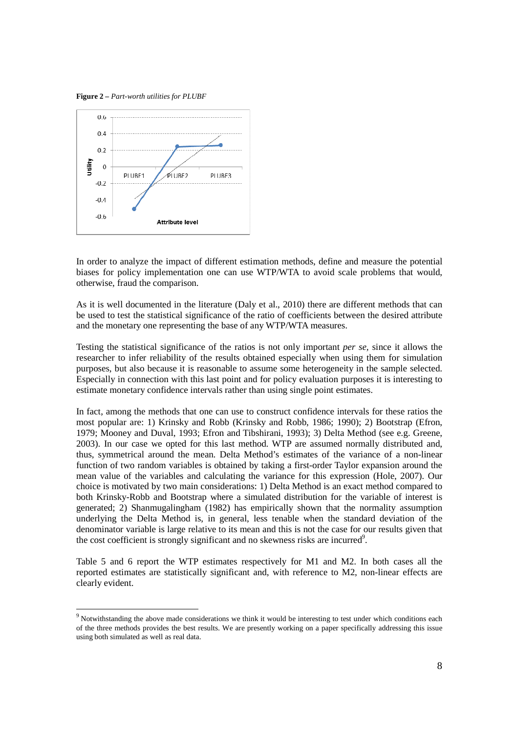**Figure 2 –** *Part-worth utilities for PLUBF*

In order to analyze the impact of different estimation methods, define and measure the potential biases for policy implementation one can use WTP/WTA to avoid scale problems that would, otherwise, fraud the comparison.

As it is well documented in the literature (Daly et al., 2010) there are different methods that can be used to test the statistical significance of the ratio of coefficients between the desired attribute and the monetary one representing the base of any WTP/WTA measures.

Testing the statistical significance of the ratios is not only important *per se*, since it allows the researcher to infer reliability of the results obtained especially when using them for simulation purposes, but also because it is reasonable to assume some heterogeneity in the sample selected. Especially in connection with this last point and for policy evaluation purposes it is interesting to estimate monetary confidence intervals rather than using single point estimates.

In fact, among the methods that one can use to construct confidence intervals for these ratios the most popular are: 1) Krinsky and Robb (Krinsky and Robb, 1986; 1990); 2) Bootstrap (Efron, 1979; Mooney and Duval, 1993; Efron and Tibshirani, 1993); 3) Delta Method (see e.g. Greene, 2003). In our case we opted for this last method. WTP are assumed normally distributed and, thus, symmetrical around the mean. Delta Method's estimates of the variance of a non-linear function of two random variables is obtained by taking a first-order Taylor expansion around the mean value of the variables and calculating the variance for this expression (Hole, 2007). Our choice is motivated by two main considerations: 1) Delta Method is an exact method compared to both Krinsky-Robb and Bootstrap where a simulated distribution for the variable of interest is generated; 2) Shanmugalingham (1982) has empirically shown that the normality assumption underlying the Delta Method is, in general, less tenable when the standard deviation of the denominator variable is large relative to its mean and this is not the case for our results given that the cost coefficient is strongly significant and no skewness risks are incurred[9].

Table 5 and 6 report the WTP estimates respectively for M1 and M2. In both cases all the reported estimates are statistically significant and, with reference to M2, non-linear effects are clearly evident.

---

[9] Notwithstanding the above made considerations we think it would be interesting to test under which conditions each of the three methods provides the best results. We are presently working on a paper specifically addressing this issue using both simulated as well as real data.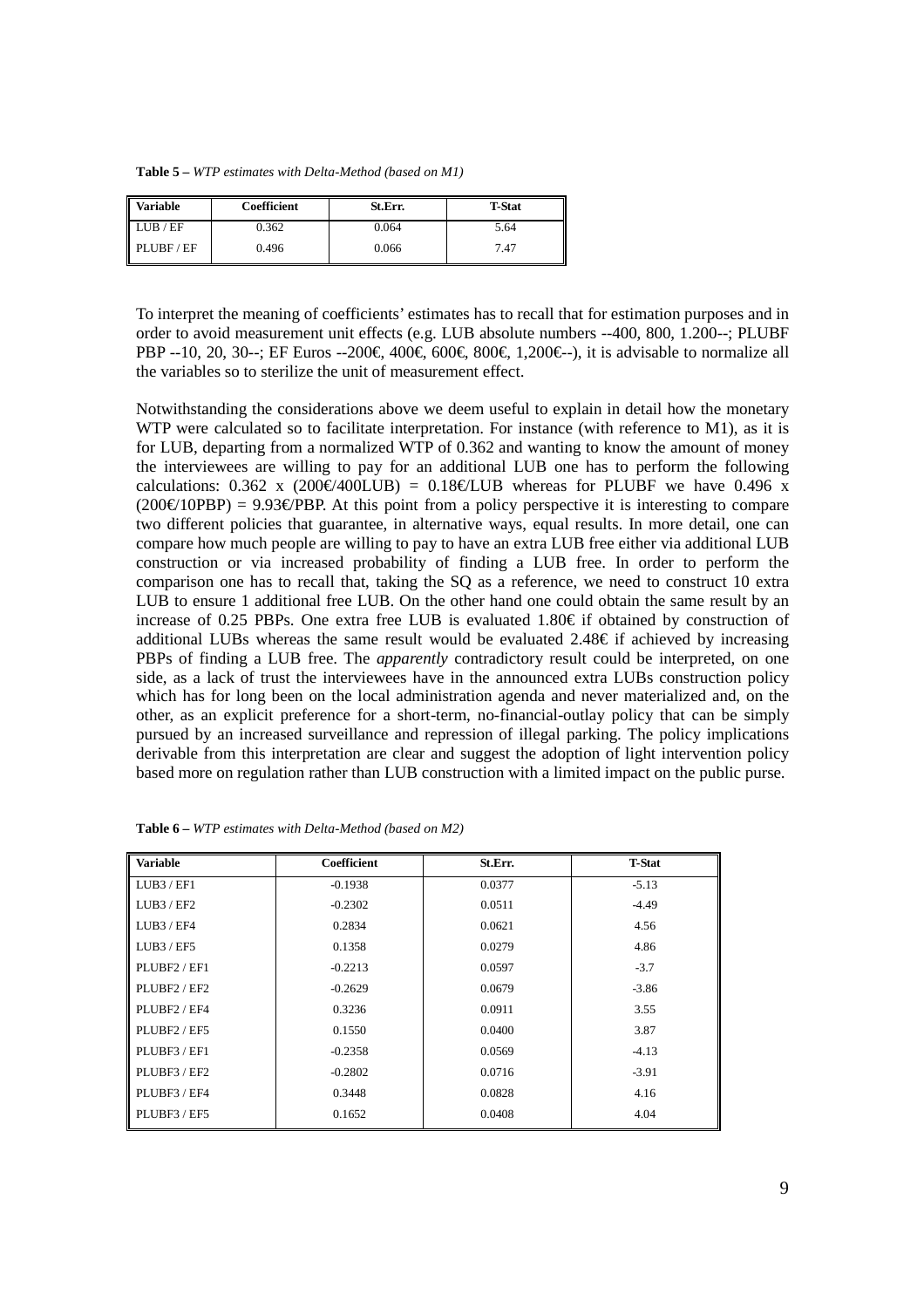**Table 5** – *WTP estimates with Delta-Method (based on M1)*

| Variable | Coefficient | St.Err. | T-Stat |
|---|---|---|---|
| LUB / EF | 0.362 | 0.064 | 5.64 |
| PLUBF / EF | 0.496 | 0.066 | 7.47 |

To interpret the meaning of coefficients' estimates has to recall that for estimation purposes and in order to avoid measurement unit effects (e.g. LUB absolute numbers --400, 800, 1.200--; PLUBF PBP --10, 20, 30--; EF Euros --200€, 400€, 600€, 800€, 1,200€--), it is advisable to normalize all the variables so to sterilize the unit of measurement effect.

Notwithstanding the considerations above we deem useful to explain in detail how the monetary WTP were calculated so to facilitate interpretation. For instance (with reference to M1), as it is for LUB, departing from a normalized WTP of 0.362 and wanting to know the amount of money the interviewees are willing to pay for an additional LUB one has to perform the following calculations: 0.362 x (200€/400LUB) = 0.18€/LUB whereas for PLUBF we have 0.496 x (200€/10PBP) = 9.93€/PBP. At this point from a policy perspective it is interesting to compare two different policies that guarantee, in alternative ways, equal results. In more detail, one can compare how much people are willing to pay to have an extra LUB free either via additional LUB construction or via increased probability of finding a LUB free. In order to perform the comparison one has to recall that, taking the SQ as a reference, we need to construct 10 extra LUB to ensure 1 additional free LUB. On the other hand one could obtain the same result by an increase of 0.25 PBPs. One extra free LUB is evaluated 1.80€ if obtained by construction of additional LUBs whereas the same result would be evaluated 2.48€ if achieved by increasing PBPs of finding a LUB free. The *apparently* contradictory result could be interpreted, on one side, as a lack of trust the interviewees have in the announced extra LUBs construction policy which has for long been on the local administration agenda and never materialized and, on the other, as an explicit preference for a short-term, no-financial-outlay policy that can be simply pursued by an increased surveillance and repression of illegal parking. The policy implications derivable from this interpretation are clear and suggest the adoption of light intervention policy based more on regulation rather than LUB construction with a limited impact on the public purse.

**Table 6** – *WTP estimates with Delta-Method (based on M2)*

| Variable | Coefficient | St.Err. | T-Stat |
|---|---|---|---|
| LUB3 / EF1 | -0.1938 | 0.0377 | -5.13 |
| LUB3 / EF2 | -0.2302 | 0.0511 | -4.49 |
| LUB3 / EF4 | 0.2834 | 0.0621 | 4.56 |
| LUB3 / EF5 | 0.1358 | 0.0279 | 4.86 |
| PLUBF2 / EF1 | -0.2213 | 0.0597 | -3.7 |
| PLUBF2 / EF2 | -0.2629 | 0.0679 | -3.86 |
| PLUBF2 / EF4 | 0.3236 | 0.0911 | 3.55 |
| PLUBF2 / EF5 | 0.1550 | 0.0400 | 3.87 |
| PLUBF3 / EF1 | -0.2358 | 0.0569 | -4.13 |
| PLUBF3 / EF2 | -0.2802 | 0.0716 | -3.91 |
| PLUBF3 / EF4 | 0.3448 | 0.0828 | 4.16 |
| PLUBF3 / EF5 | 0.1652 | 0.0408 | 4.04 |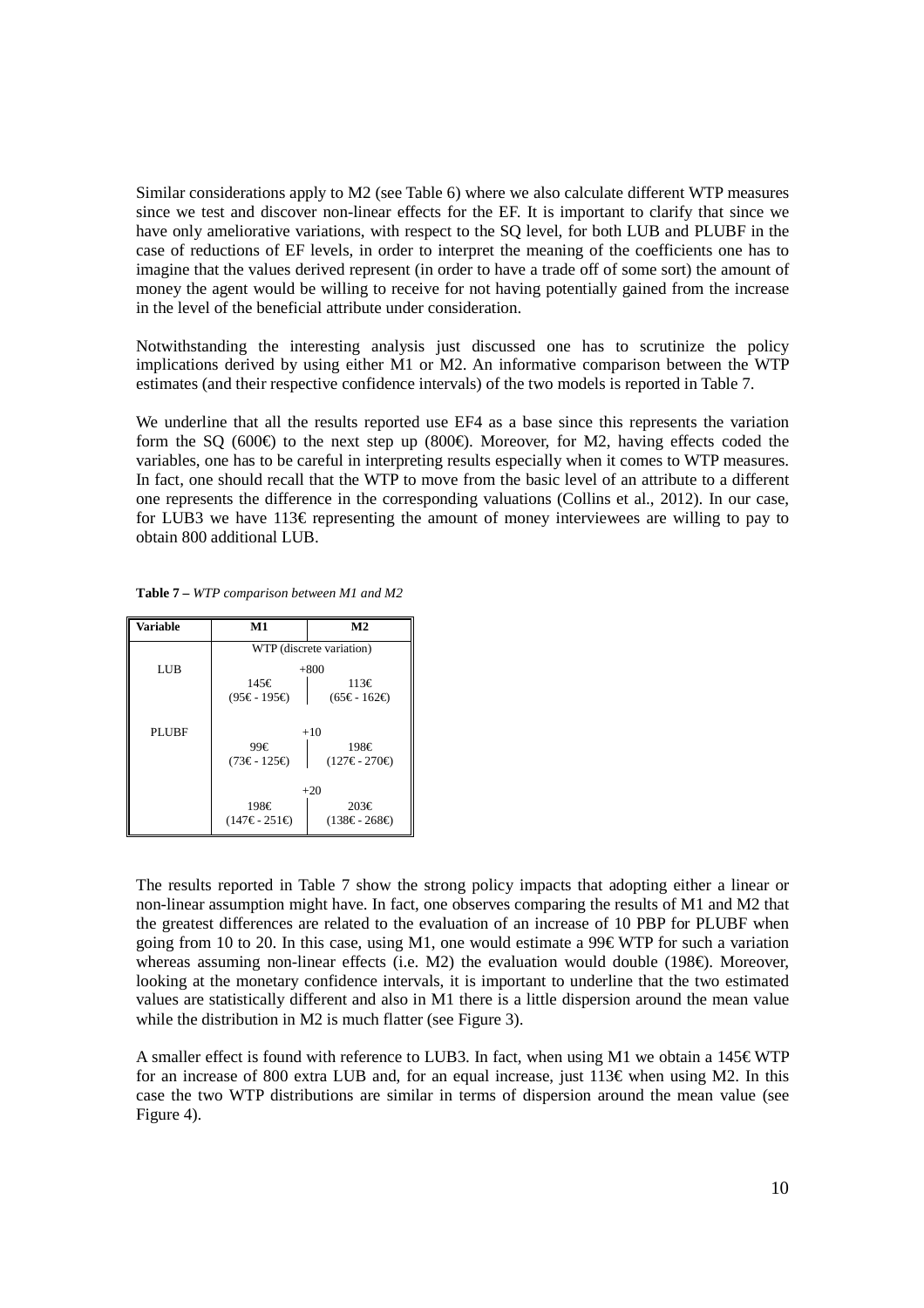Similar considerations apply to M2 (see Table 6) where we also calculate different WTP measures since we test and discover non-linear effects for the EF. It is important to clarify that since we have only ameliorative variations, with respect to the SQ level, for both LUB and PLUBF in the case of reductions of EF levels, in order to interpret the meaning of the coefficients one has to imagine that the values derived represent (in order to have a trade off of some sort) the amount of money the agent would be willing to receive for not having potentially gained from the increase in the level of the beneficial attribute under consideration.

Notwithstanding the interesting analysis just discussed one has to scrutinize the policy implications derived by using either M1 or M2. An informative comparison between the WTP estimates (and their respective confidence intervals) of the two models is reported in Table 7.

We underline that all the results reported use EF4 as a base since this represents the variation form the SQ (600€) to the next step up (800€). Moreover, for M2, having effects coded the variables, one has to be careful in interpreting results especially when it comes to WTP measures. In fact, one should recall that the WTP to move from the basic level of an attribute to a different one represents the difference in the corresponding valuations (Collins et al., 2012). In our case, for LUB3 we have 113€ representing the amount of money interviewees are willing to pay to obtain 800 additional LUB.

**Table 7 –** *WTP comparison between M1 and M2*

| Variable | M1 | M2 |
|---|---|---|
| | WTP (discrete variation) | |
| LUB | +800 | |
| | 145€ (95€ - 195€) | 113€ (65€ - 162€) |
| PLUBF | +10 | |
| | 99€ (73€ - 125€) | 198€ (127€ - 270€) |
| | +20 | |
| | 198€ (147€ - 251€) | 203€ (138€ - 268€) |

The results reported in Table 7 show the strong policy impacts that adopting either a linear or non-linear assumption might have. In fact, one observes comparing the results of M1 and M2 that the greatest differences are related to the evaluation of an increase of 10 PBP for PLUBF when going from 10 to 20. In this case, using M1, one would estimate a 99€ WTP for such a variation whereas assuming non-linear effects (i.e. M2) the evaluation would double (198€). Moreover, looking at the monetary confidence intervals, it is important to underline that the two estimated values are statistically different and also in M1 there is a little dispersion around the mean value while the distribution in M2 is much flatter (see Figure 3).

A smaller effect is found with reference to LUB3. In fact, when using M1 we obtain a 145€ WTP for an increase of 800 extra LUB and, for an equal increase, just 113€ when using M2. In this case the two WTP distributions are similar in terms of dispersion around the mean value (see Figure 4).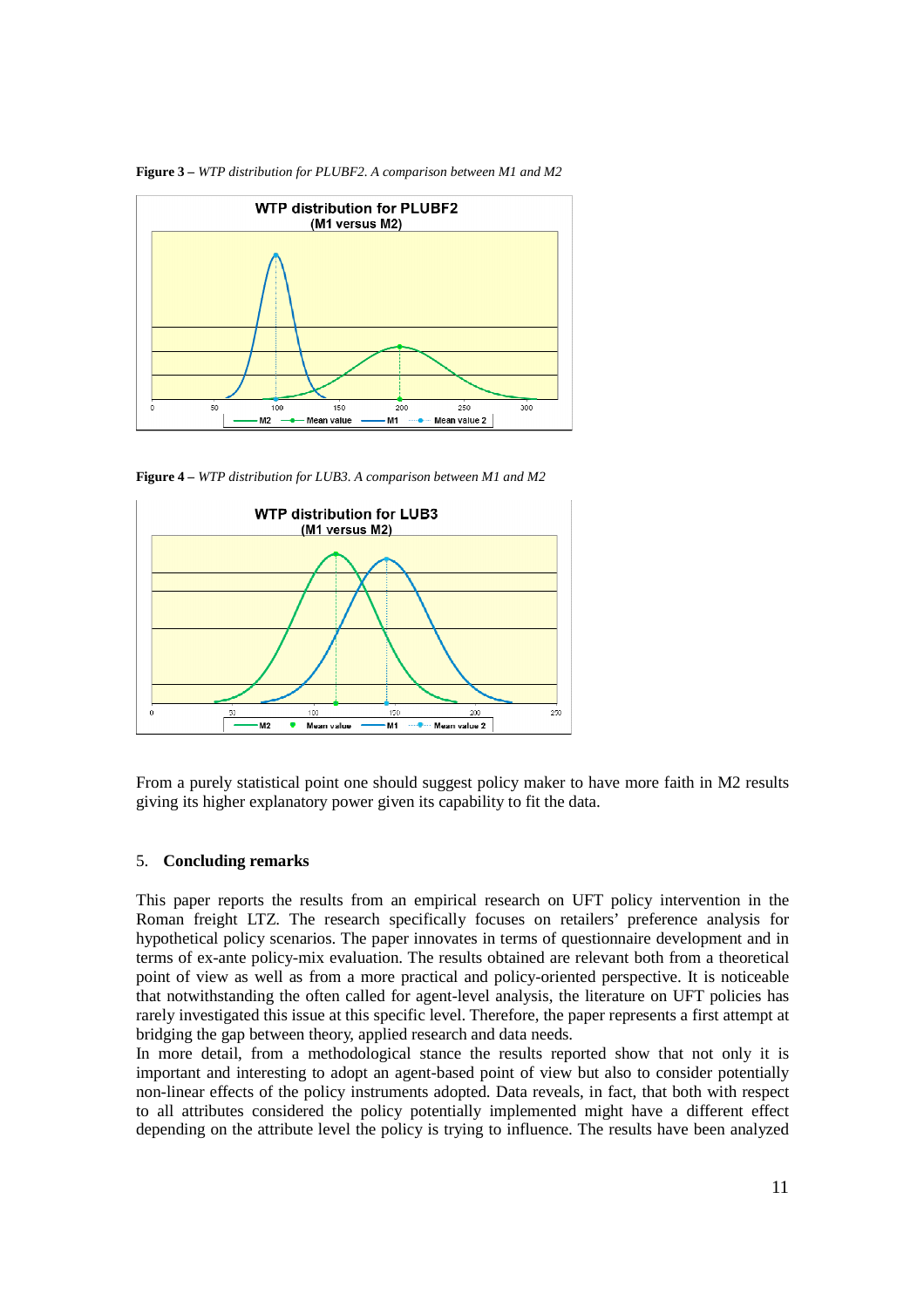**Figure 3 –** *WTP distribution for PLUBF2. A comparison between M1 and M2*

**Figure 4 –** *WTP distribution for LUB3. A comparison between M1 and M2*

From a purely statistical point one should suggest policy maker to have more faith in M2 results giving its higher explanatory power given its capability to fit the data.

## 5. Concluding remarks

This paper reports the results from an empirical research on UFT policy intervention in the Roman freight LTZ. The research specifically focuses on retailers' preference analysis for hypothetical policy scenarios. The paper innovates in terms of questionnaire development and in terms of ex-ante policy-mix evaluation. The results obtained are relevant both from a theoretical point of view as well as from a more practical and policy-oriented perspective. It is noticeable that notwithstanding the often called for agent-level analysis, the literature on UFT policies has rarely investigated this issue at this specific level. Therefore, the paper represents a first attempt at bridging the gap between theory, applied research and data needs.

In more detail, from a methodological stance the results reported show that not only it is important and interesting to adopt an agent-based point of view but also to consider potentially non-linear effects of the policy instruments adopted. Data reveals, in fact, that both with respect to all attributes considered the policy potentially implemented might have a different effect depending on the attribute level the policy is trying to influence. The results have been analyzed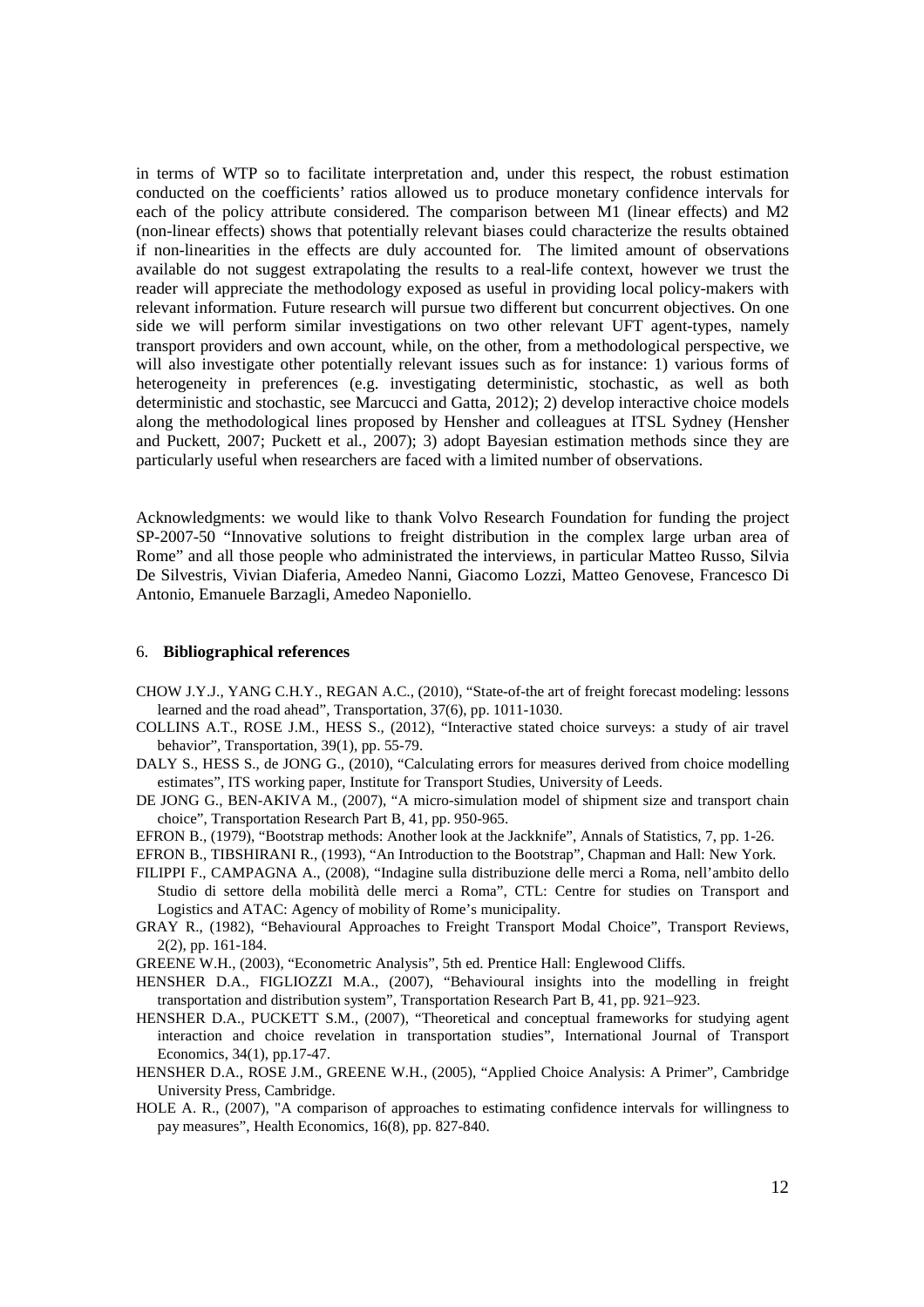in terms of WTP so to facilitate interpretation and, under this respect, the robust estimation conducted on the coefficients' ratios allowed us to produce monetary confidence intervals for each of the policy attribute considered. The comparison between M1 (linear effects) and M2 (non-linear effects) shows that potentially relevant biases could characterize the results obtained if non-linearities in the effects are duly accounted for. The limited amount of observations available do not suggest extrapolating the results to a real-life context, however we trust the reader will appreciate the methodology exposed as useful in providing local policy-makers with relevant information. Future research will pursue two different but concurrent objectives. On one side we will perform similar investigations on two other relevant UFT agent-types, namely transport providers and own account, while, on the other, from a methodological perspective, we will also investigate other potentially relevant issues such as for instance: 1) various forms of heterogeneity in preferences (e.g. investigating deterministic, stochastic, as well as both deterministic and stochastic, see Marcucci and Gatta, 2012); 2) develop interactive choice models along the methodological lines proposed by Hensher and colleagues at ITSL Sydney (Hensher and Puckett, 2007; Puckett et al., 2007); 3) adopt Bayesian estimation methods since they are particularly useful when researchers are faced with a limited number of observations.

Acknowledgments: we would like to thank Volvo Research Foundation for funding the project SP-2007-50 "Innovative solutions to freight distribution in the complex large urban area of Rome" and all those people who administrated the interviews, in particular Matteo Russo, Silvia De Silvestris, Vivian Diaferia, Amedeo Nanni, Giacomo Lozzi, Matteo Genovese, Francesco Di Antonio, Emanuele Barzagli, Amedeo Naponiello.

## 6. **Bibliographical references**

CHOW J.Y.J., YANG C.H.Y., REGAN A.C., (2010), "State-of-the art of freight forecast modeling: lessons learned and the road ahead", Transportation, 37(6), pp. 1011-1030.

COLLINS A.T., ROSE J.M., HESS S., (2012), "Interactive stated choice surveys: a study of air travel behavior", Transportation, 39(1), pp. 55-79.

DALY S., HESS S., de JONG G., (2010), "Calculating errors for measures derived from choice modelling estimates", ITS working paper, Institute for Transport Studies, University of Leeds.

DE JONG G., BEN-AKIVA M., (2007), "A micro-simulation model of shipment size and transport chain choice", Transportation Research Part B, 41, pp. 950-965.

EFRON B., (1979), "Bootstrap methods: Another look at the Jackknife", Annals of Statistics, 7, pp. 1-26.

EFRON B., TIBSHIRANI R., (1993), "An Introduction to the Bootstrap", Chapman and Hall: New York.

FILIPPI F., CAMPAGNA A., (2008), "Indagine sulla distribuzione delle merci a Roma, nell'ambito dello Studio di settore della mobilità delle merci a Roma", CTL: Centre for studies on Transport and Logistics and ATAC: Agency of mobility of Rome's municipality.

GRAY R., (1982), "Behavioural Approaches to Freight Transport Modal Choice", Transport Reviews, 2(2), pp. 161-184.

GREENE W.H., (2003), "Econometric Analysis", 5th ed. Prentice Hall: Englewood Cliffs.

HENSHER D.A., FIGLIOZZI M.A., (2007), "Behavioural insights into the modelling in freight transportation and distribution system", Transportation Research Part B, 41, pp. 921–923.

HENSHER D.A., PUCKETT S.M., (2007), "Theoretical and conceptual frameworks for studying agent interaction and choice revelation in transportation studies", International Journal of Transport Economics, 34(1), pp.17-47.

HENSHER D.A., ROSE J.M., GREENE W.H., (2005), "Applied Choice Analysis: A Primer", Cambridge University Press, Cambridge.

HOLE A. R., (2007), "A comparison of approaches to estimating confidence intervals for willingness to pay measures", Health Economics, 16(8), pp. 827-840.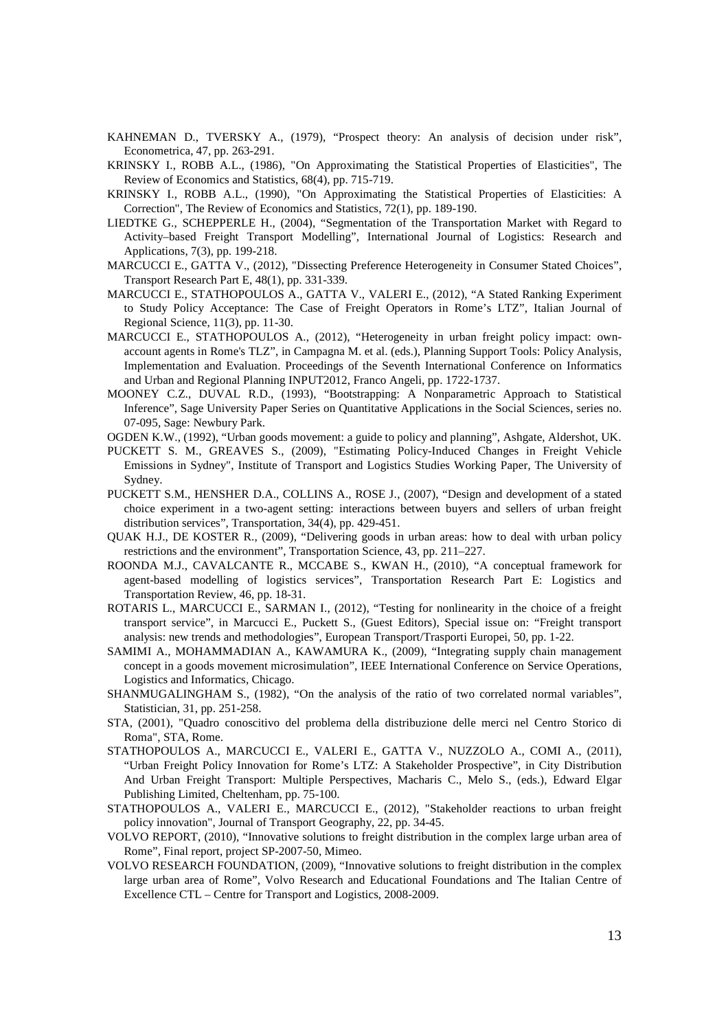KAHNEMAN D., TVERSKY A., (1979), "Prospect theory: An analysis of decision under risk", Econometrica, 47, pp. 263-291.

KRINSKY I., ROBB A.L., (1986), "On Approximating the Statistical Properties of Elasticities", The Review of Economics and Statistics, 68(4), pp. 715-719.

KRINSKY I., ROBB A.L., (1990), "On Approximating the Statistical Properties of Elasticities: A Correction", The Review of Economics and Statistics, 72(1), pp. 189-190.

LIEDTKE G., SCHEPPERLE H., (2004), "Segmentation of the Transportation Market with Regard to Activity–based Freight Transport Modelling", International Journal of Logistics: Research and Applications, 7(3), pp. 199-218.

MARCUCCI E., GATTA V., (2012), "Dissecting Preference Heterogeneity in Consumer Stated Choices", Transport Research Part E, 48(1), pp. 331-339.

MARCUCCI E., STATHOPOULOS A., GATTA V., VALERI E., (2012), "A Stated Ranking Experiment to Study Policy Acceptance: The Case of Freight Operators in Rome's LTZ", Italian Journal of Regional Science, 11(3), pp. 11-30.

MARCUCCI E., STATHOPOULOS A., (2012), "Heterogeneity in urban freight policy impact: own-account agents in Rome's TLZ", in Campagna M. et al. (eds.), Planning Support Tools: Policy Analysis, Implementation and Evaluation. Proceedings of the Seventh International Conference on Informatics and Urban and Regional Planning INPUT2012, Franco Angeli, pp. 1722-1737.

MOONEY C.Z., DUVAL R.D., (1993), "Bootstrapping: A Nonparametric Approach to Statistical Inference", Sage University Paper Series on Quantitative Applications in the Social Sciences, series no. 07-095, Sage: Newbury Park.

OGDEN K.W., (1992), "Urban goods movement: a guide to policy and planning", Ashgate, Aldershot, UK.

PUCKETT S. M., GREAVES S., (2009), "Estimating Policy-Induced Changes in Freight Vehicle Emissions in Sydney", Institute of Transport and Logistics Studies Working Paper, The University of Sydney.

PUCKETT S.M., HENSHER D.A., COLLINS A., ROSE J., (2007), "Design and development of a stated choice experiment in a two-agent setting: interactions between buyers and sellers of urban freight distribution services", Transportation, 34(4), pp. 429-451.

QUAK H.J., DE KOSTER R., (2009), "Delivering goods in urban areas: how to deal with urban policy restrictions and the environment", Transportation Science, 43, pp. 211–227.

ROONDA M.J., CAVALCANTE R., MCCABE S., KWAN H., (2010), "A conceptual framework for agent-based modelling of logistics services", Transportation Research Part E: Logistics and Transportation Review, 46, pp. 18-31.

ROTARIS L., MARCUCCI E., SARMAN I., (2012), "Testing for nonlinearity in the choice of a freight transport service", in Marcucci E., Puckett S., (Guest Editors), Special issue on: "Freight transport analysis: new trends and methodologies", European Transport/Trasporti Europei, 50, pp. 1-22.

SAMIMI A., MOHAMMADIAN A., KAWAMURA K., (2009), "Integrating supply chain management concept in a goods movement microsimulation", IEEE International Conference on Service Operations, Logistics and Informatics, Chicago.

SHANMUGALINGHAM S., (1982), "On the analysis of the ratio of two correlated normal variables", Statistician, 31, pp. 251-258.

STA, (2001), "Quadro conoscitivo del problema della distribuzione delle merci nel Centro Storico di Roma", STA, Rome.

STATHOPOULOS A., MARCUCCI E., VALERI E., GATTA V., NUZZOLO A., COMI A., (2011), "Urban Freight Policy Innovation for Rome's LTZ: A Stakeholder Prospective", in City Distribution And Urban Freight Transport: Multiple Perspectives, Macharis C., Melo S., (eds.), Edward Elgar Publishing Limited, Cheltenham, pp. 75-100.

STATHOPOULOS A., VALERI E., MARCUCCI E., (2012), "Stakeholder reactions to urban freight policy innovation", Journal of Transport Geography, 22, pp. 34-45.

VOLVO REPORT, (2010), "Innovative solutions to freight distribution in the complex large urban area of Rome", Final report, project SP-2007-50, Mimeo.

VOLVO RESEARCH FOUNDATION, (2009), "Innovative solutions to freight distribution in the complex large urban area of Rome", Volvo Research and Educational Foundations and The Italian Centre of Excellence CTL – Centre for Transport and Logistics, 2008-2009.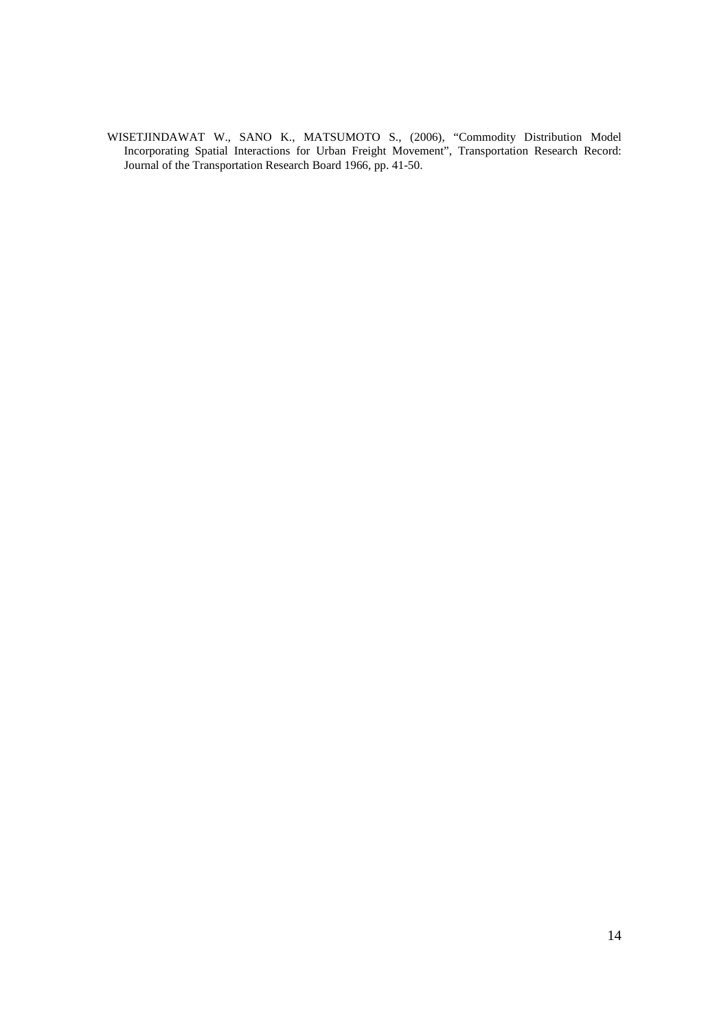WISETJINDAWAT W., SANO K., MATSUMOTO S., (2006), "Commodity Distribution Model Incorporating Spatial Interactions for Urban Freight Movement", Transportation Research Record: Journal of the Transportation Research Board 1966, pp. 41-50.